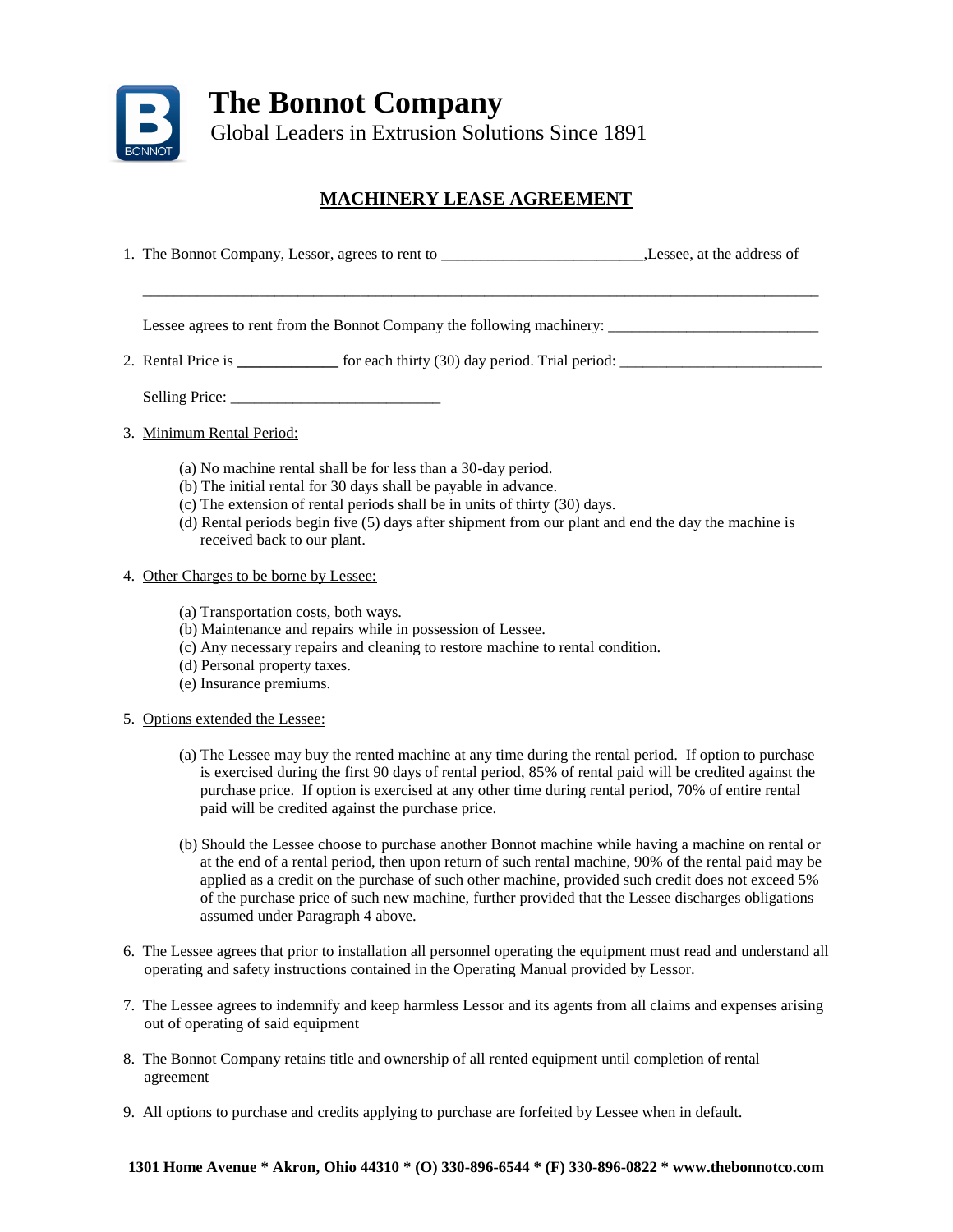# The Bonnot Company

Global Leaders in Extrusion Solutions Since 1891

## MACHINERY LEASE AGREEMENT

1. The Bonnot Company, Lessor, agrees to rent to _________________________,Lessee, at the address of

   ____________________________________________________________________________________

   Lessee agrees to rent from the Bonnot Company the following machinery: ___________________________

2. Rental Price is _____________ for each thirty (30) day period. Trial period: __________________________

   Selling Price: ___________________________

3. Minimum Rental Period:

   (a) No machine rental shall be for less than a 30-day period.
   (b) The initial rental for 30 days shall be payable in advance.
   (c) The extension of rental periods shall be in units of thirty (30) days.
   (d) Rental periods begin five (5) days after shipment from our plant and end the day the machine is received back to our plant.

4. Other Charges to be borne by Lessee:

   (a) Transportation costs, both ways.
   (b) Maintenance and repairs while in possession of Lessee.
   (c) Any necessary repairs and cleaning to restore machine to rental condition.
   (d) Personal property taxes.
   (e) Insurance premiums.

5. Options extended the Lessee:

   (a) The Lessee may buy the rented machine at any time during the rental period. If option to purchase is exercised during the first 90 days of rental period, 85% of rental paid will be credited against the purchase price. If option is exercised at any other time during rental period, 70% of entire rental paid will be credited against the purchase price.

   (b) Should the Lessee choose to purchase another Bonnot machine while having a machine on rental or at the end of a rental period, then upon return of such rental machine, 90% of the rental paid may be applied as a credit on the purchase of such other machine, provided such credit does not exceed 5% of the purchase price of such new machine, further provided that the Lessee discharges obligations assumed under Paragraph 4 above.

6. The Lessee agrees that prior to installation all personnel operating the equipment must read and understand all operating and safety instructions contained in the Operating Manual provided by Lessor.

7. The Lessee agrees to indemnify and keep harmless Lessor and its agents from all claims and expenses arising out of operating of said equipment

8. The Bonnot Company retains title and ownership of all rented equipment until completion of rental agreement

9. All options to purchase and credits applying to purchase are forfeited by Lessee when in default.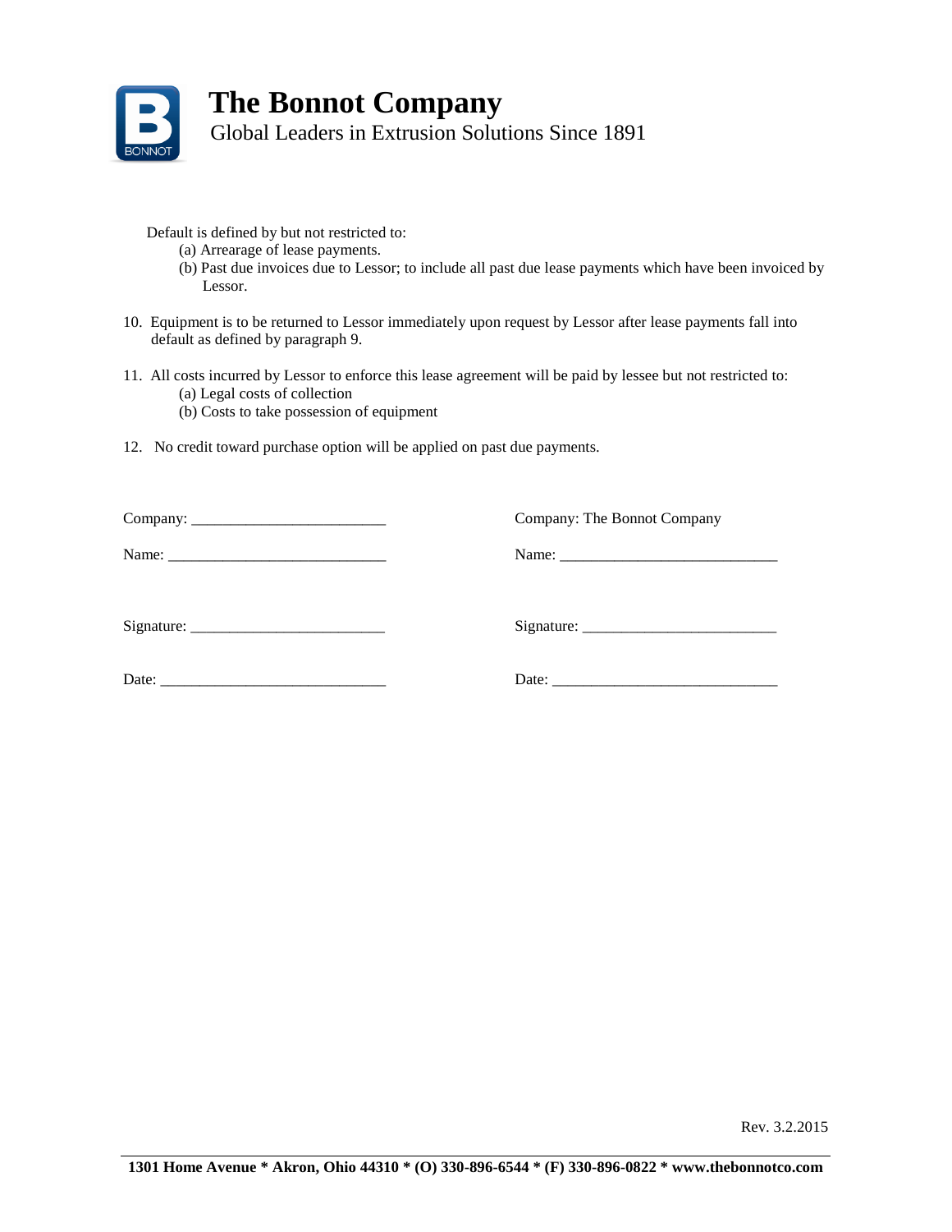# The Bonnot Company

Global Leaders in Extrusion Solutions Since 1891

Default is defined by but not restricted to:

(a) Arrearage of lease payments.
(b) Past due invoices due to Lessor; to include all past due lease payments which have been invoiced by Lessor.

10. Equipment is to be returned to Lessor immediately upon request by Lessor after lease payments fall into default as defined by paragraph 9.

11. All costs incurred by Lessor to enforce this lease agreement will be paid by lessee but not restricted to:
    (a) Legal costs of collection
    (b) Costs to take possession of equipment

12. No credit toward purchase option will be applied on past due payments.

| | |
|---|---|
| Company: ________________________ | Company: The Bonnot Company |
| Name: ___________________________ | Name: ___________________________ |
| Signature: ________________________ | Signature: ________________________ |
| Date: ____________________________ | Date: ____________________________ |

Rev. 3.2.2015

**1301 Home Avenue * Akron, Ohio 44310 * (O) 330-896-6544 * (F) 330-896-0822 * www.thebonnotco.com**